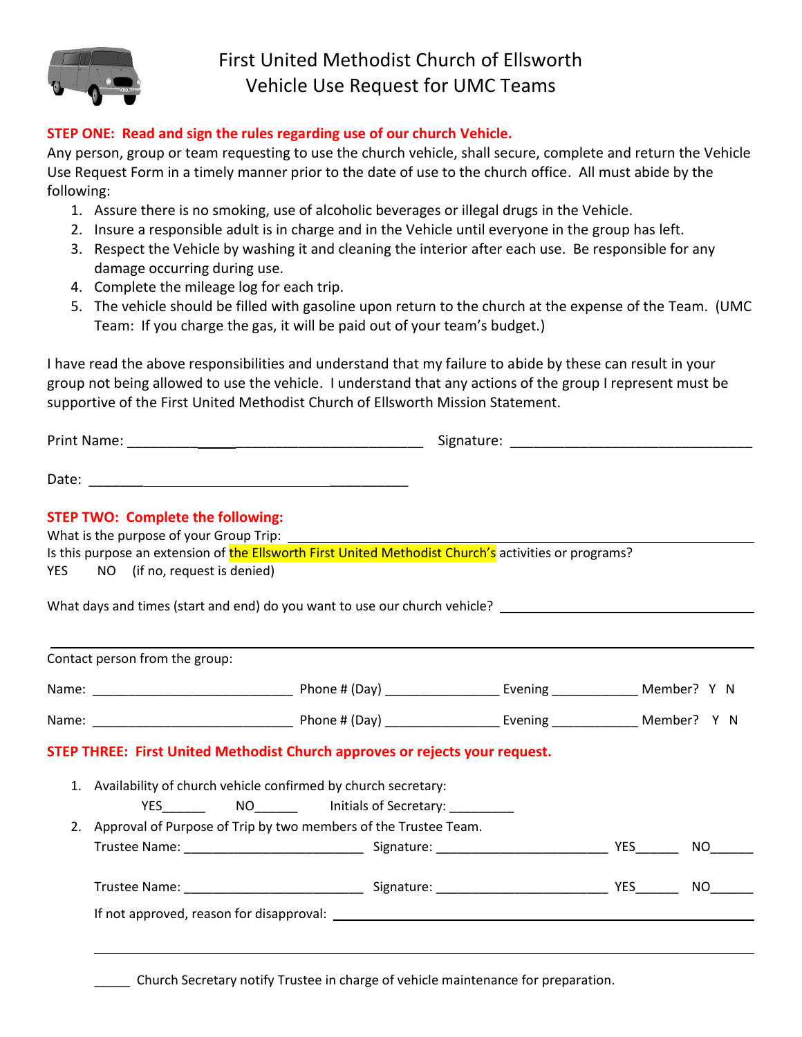# First United Methodist Church of Ellsworth
## Vehicle Use Request for UMC Teams

**STEP ONE: Read and sign the rules regarding use of our church Vehicle.**

Any person, group or team requesting to use the church vehicle, shall secure, complete and return the Vehicle Use Request Form in a timely manner prior to the date of use to the church office. All must abide by the following:

1. Assure there is no smoking, use of alcoholic beverages or illegal drugs in the Vehicle.
2. Insure a responsible adult is in charge and in the Vehicle until everyone in the group has left.
3. Respect the Vehicle by washing it and cleaning the interior after each use. Be responsible for any damage occurring during use.
4. Complete the mileage log for each trip.
5. The vehicle should be filled with gasoline upon return to the church at the expense of the Team. (UMC Team: If you charge the gas, it will be paid out of your team's budget.)

I have read the above responsibilities and understand that my failure to abide by these can result in your group not being allowed to use the vehicle. I understand that any actions of the group I represent must be supportive of the First United Methodist Church of Ellsworth Mission Statement.

Print Name: ______________________________________ Signature: ________________________________

Date: ________________________________________

**STEP TWO: Complete the following:**

What is the purpose of your Group Trip: ________________________________________________

Is this purpose an extension of the Ellsworth First United Methodist Church's activities or programs?

YES NO (if no, request is denied)

What days and times (start and end) do you want to use our church vehicle? ______________________

______________________________________________________________________________

Contact person from the group:

Name: ____________________________ Phone # (Day) ________________ Evening ____________ Member? Y N

Name: ____________________________ Phone # (Day) ________________ Evening ____________ Member? Y N

**STEP THREE: First United Methodist Church approves or rejects your request.**

1. Availability of church vehicle confirmed by church secretary:
   YES______ NO______ Initials of Secretary: _________
2. Approval of Purpose of Trip by two members of the Trustee Team.
   Trustee Name: _________________________ Signature: ________________________ YES______ NO______

   Trustee Name: _________________________ Signature: ________________________ YES______ NO______

   If not approved, reason for disapproval: ______________________________________________

   ______________________________________________________________________________

_____ Church Secretary notify Trustee in charge of vehicle maintenance for preparation.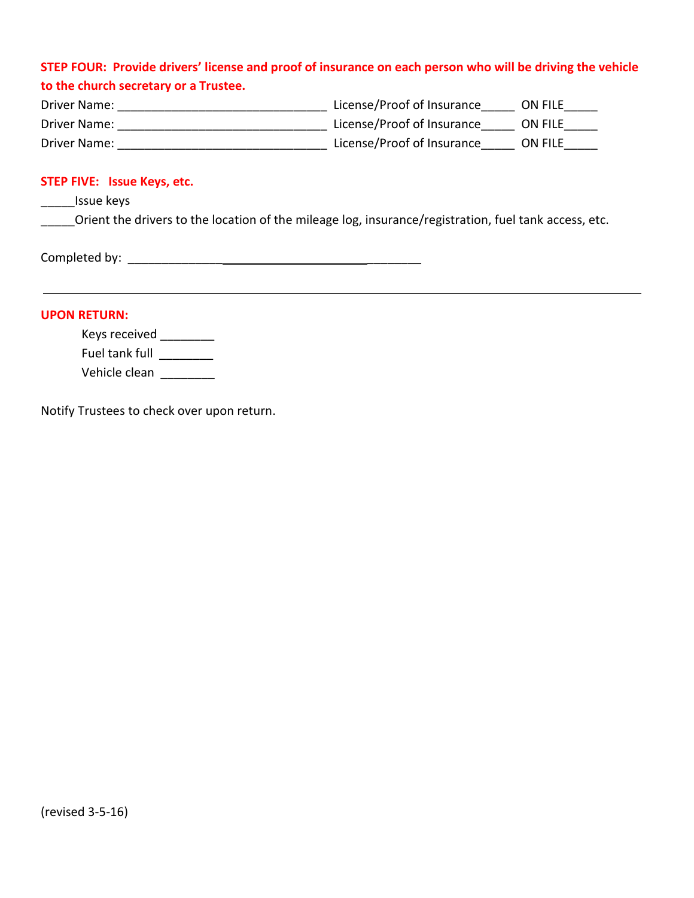**STEP FOUR: Provide drivers' license and proof of insurance on each person who will be driving the vehicle to the church secretary or a Trustee.**

Driver Name: ________________________________ License/Proof of Insurance_____ ON FILE_____

Driver Name: ________________________________ License/Proof of Insurance_____ ON FILE_____

Driver Name: ________________________________ License/Proof of Insurance_____ ON FILE_____

**STEP FIVE: Issue Keys, etc.**

_____Issue keys

_____Orient the drivers to the location of the mileage log, insurance/registration, fuel tank access, etc.

Completed by: _______________________________________________

---

**UPON RETURN:**

Keys received ________

Fuel tank full ________

Vehicle clean ________

Notify Trustees to check over upon return.

(revised 3-5-16)